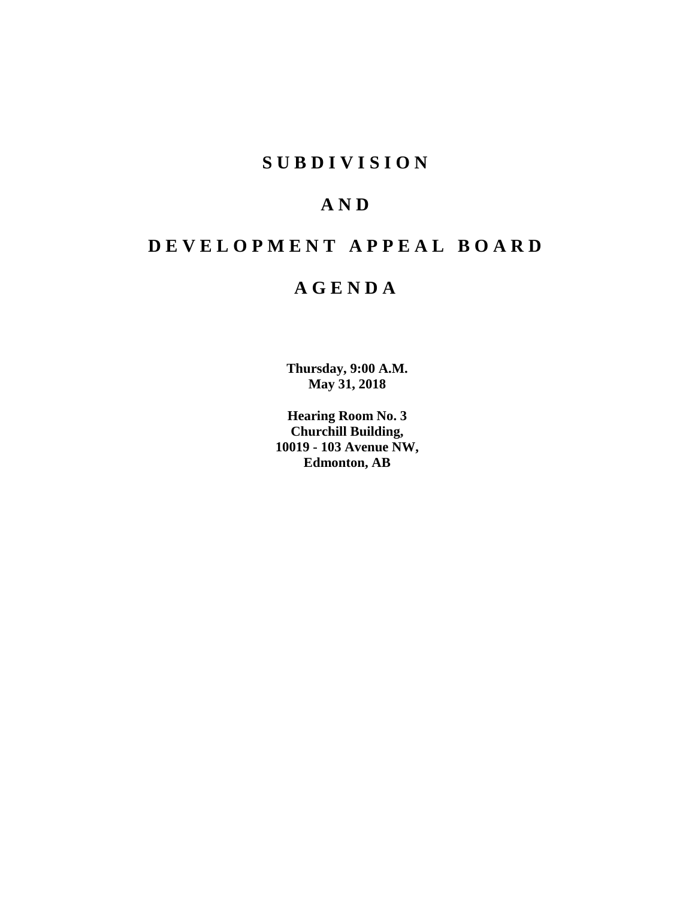# SUBDIVISION

# AND

# DEVELOPMENT APPEAL BOARD

# AGENDA

**Thursday, 9:00 A.M.**
**May 31, 2018**

**Hearing Room No. 3**
**Churchill Building,**
**10019 - 103 Avenue NW,**
**Edmonton, AB**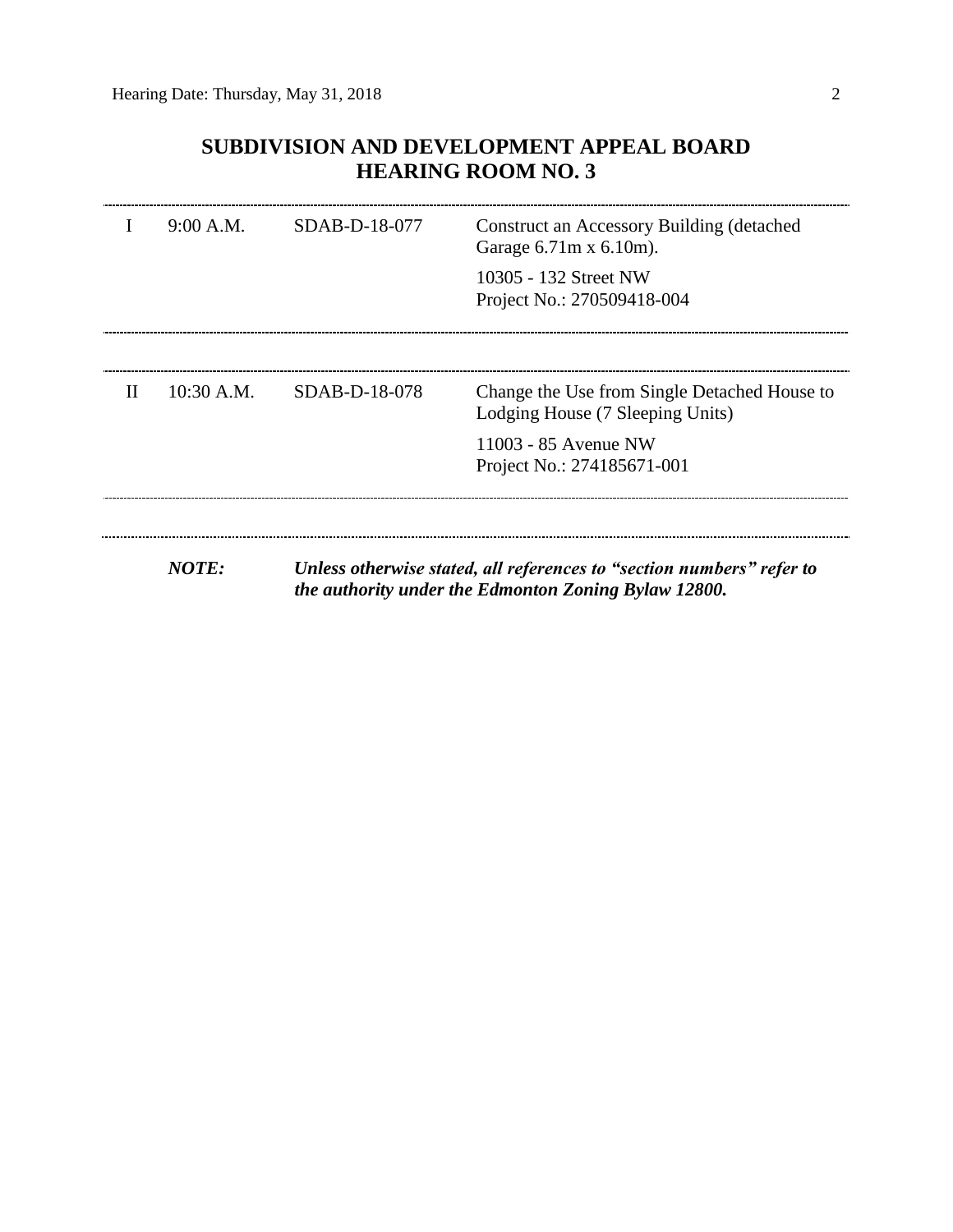## SUBDIVISION AND DEVELOPMENT APPEAL BOARD
## HEARING ROOM NO. 3

| | | | |
|---|---|---|---|
| I | 9:00 A.M. | SDAB-D-18-077 | Construct an Accessory Building (detached Garage 6.71m x 6.10m).<br><br>10305 - 132 Street NW<br>Project No.: 270509418-004 |

| | | | |
|---|---|---|---|
| II | 10:30 A.M. | SDAB-D-18-078 | Change the Use from Single Detached House to Lodging House (7 Sleeping Units)<br><br>11003 - 85 Avenue NW<br>Project No.: 274185671-001 |

***NOTE:*** ***Unless otherwise stated, all references to "section numbers" refer to the authority under the Edmonton Zoning Bylaw 12800.***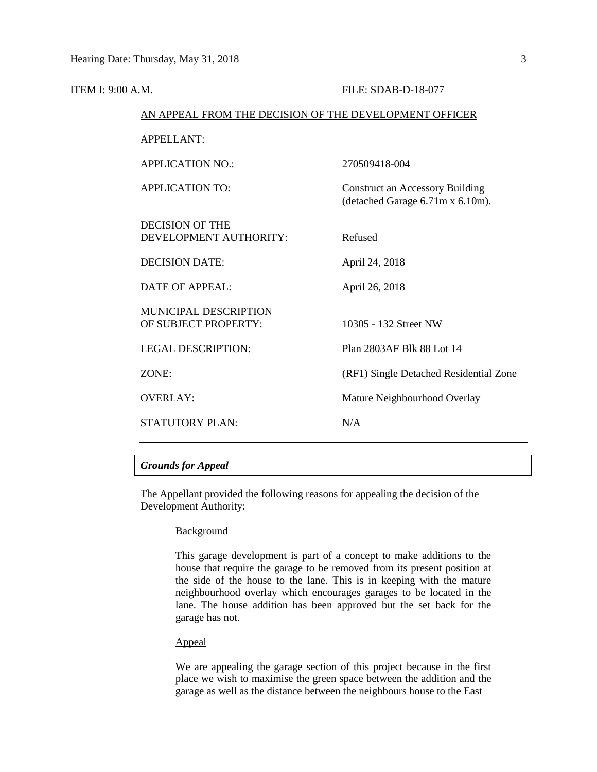ITEM I: 9:00 A.M. FILE: SDAB-D-18-077

AN APPEAL FROM THE DECISION OF THE DEVELOPMENT OFFICER

| | |
|---|---|
| APPELLANT: | |
| APPLICATION NO.: | 270509418-004 |
| APPLICATION TO: | Construct an Accessory Building (detached Garage 6.71m x 6.10m). |
| DECISION OF THE DEVELOPMENT AUTHORITY: | Refused |
| DECISION DATE: | April 24, 2018 |
| DATE OF APPEAL: | April 26, 2018 |
| MUNICIPAL DESCRIPTION OF SUBJECT PROPERTY: | 10305 - 132 Street NW |
| LEGAL DESCRIPTION: | Plan 2803AF Blk 88 Lot 14 |
| ZONE: | (RF1) Single Detached Residential Zone |
| OVERLAY: | Mature Neighbourhood Overlay |
| STATUTORY PLAN: | N/A |

---

***Grounds for Appeal***

The Appellant provided the following reasons for appealing the decision of the Development Authority:

Background

This garage development is part of a concept to make additions to the house that require the garage to be removed from its present position at the side of the house to the lane. This is in keeping with the mature neighbourhood overlay which encourages garages to be located in the lane. The house addition has been approved but the set back for the garage has not.

Appeal

We are appealing the garage section of this project because in the first place we wish to maximise the green space between the addition and the garage as well as the distance between the neighbours house to the East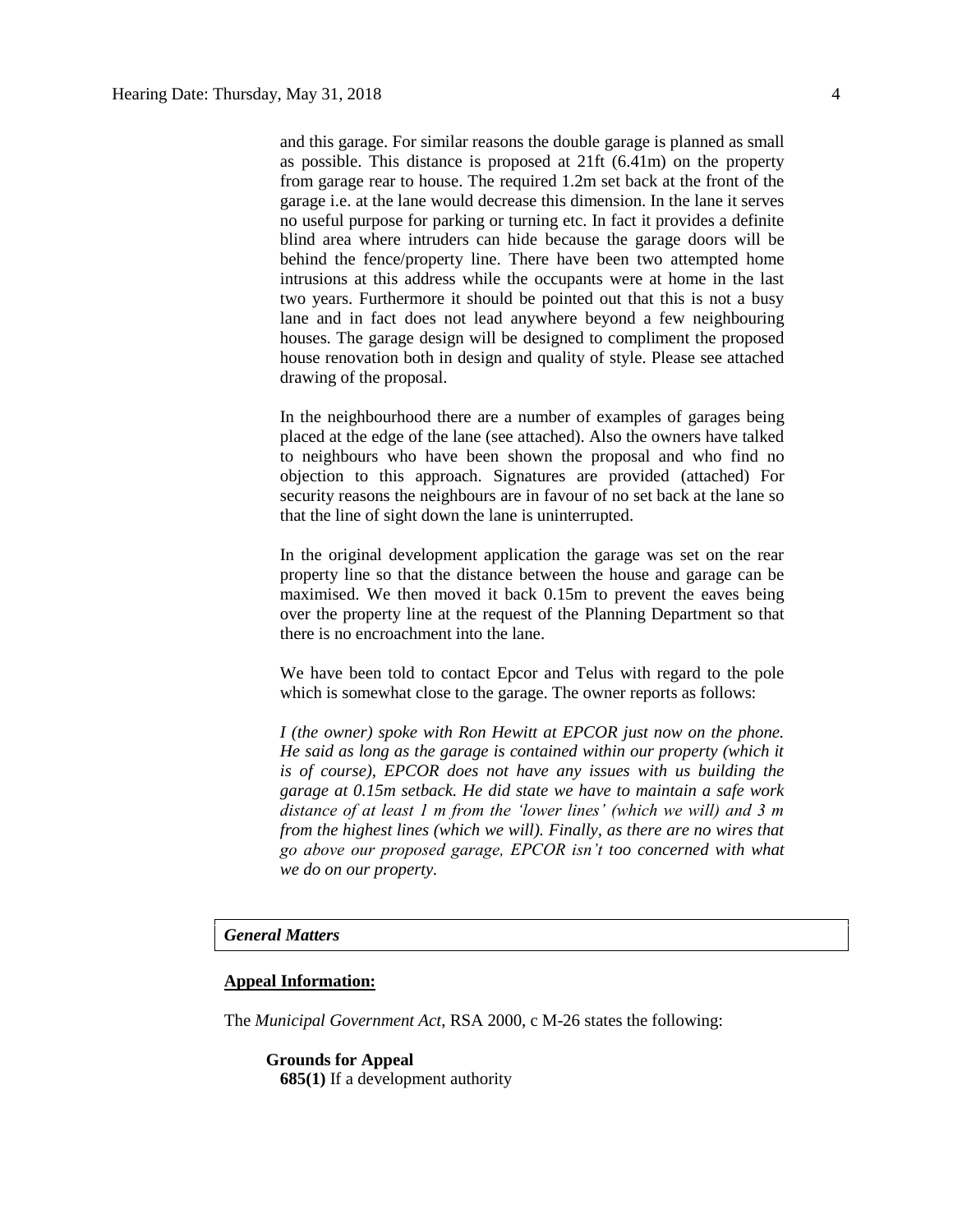and this garage. For similar reasons the double garage is planned as small as possible. This distance is proposed at 21ft (6.41m) on the property from garage rear to house. The required 1.2m set back at the front of the garage i.e. at the lane would decrease this dimension. In the lane it serves no useful purpose for parking or turning etc. In fact it provides a definite blind area where intruders can hide because the garage doors will be behind the fence/property line. There have been two attempted home intrusions at this address while the occupants were at home in the last two years. Furthermore it should be pointed out that this is not a busy lane and in fact does not lead anywhere beyond a few neighbouring houses. The garage design will be designed to compliment the proposed house renovation both in design and quality of style. Please see attached drawing of the proposal.

In the neighbourhood there are a number of examples of garages being placed at the edge of the lane (see attached). Also the owners have talked to neighbours who have been shown the proposal and who find no objection to this approach. Signatures are provided (attached) For security reasons the neighbours are in favour of no set back at the lane so that the line of sight down the lane is uninterrupted.

In the original development application the garage was set on the rear property line so that the distance between the house and garage can be maximised. We then moved it back 0.15m to prevent the eaves being over the property line at the request of the Planning Department so that there is no encroachment into the lane.

We have been told to contact Epcor and Telus with regard to the pole which is somewhat close to the garage. The owner reports as follows:

*I (the owner) spoke with Ron Hewitt at EPCOR just now on the phone. He said as long as the garage is contained within our property (which it is of course), EPCOR does not have any issues with us building the garage at 0.15m setback. He did state we have to maintain a safe work distance of at least 1 m from the 'lower lines' (which we will) and 3 m from the highest lines (which we will). Finally, as there are no wires that go above our proposed garage, EPCOR isn't too concerned with what we do on our property.*

***General Matters***

**Appeal Information:**

The *Municipal Government Act*, RSA 2000, c M-26 states the following:

**Grounds for Appeal**

**685(1)** If a development authority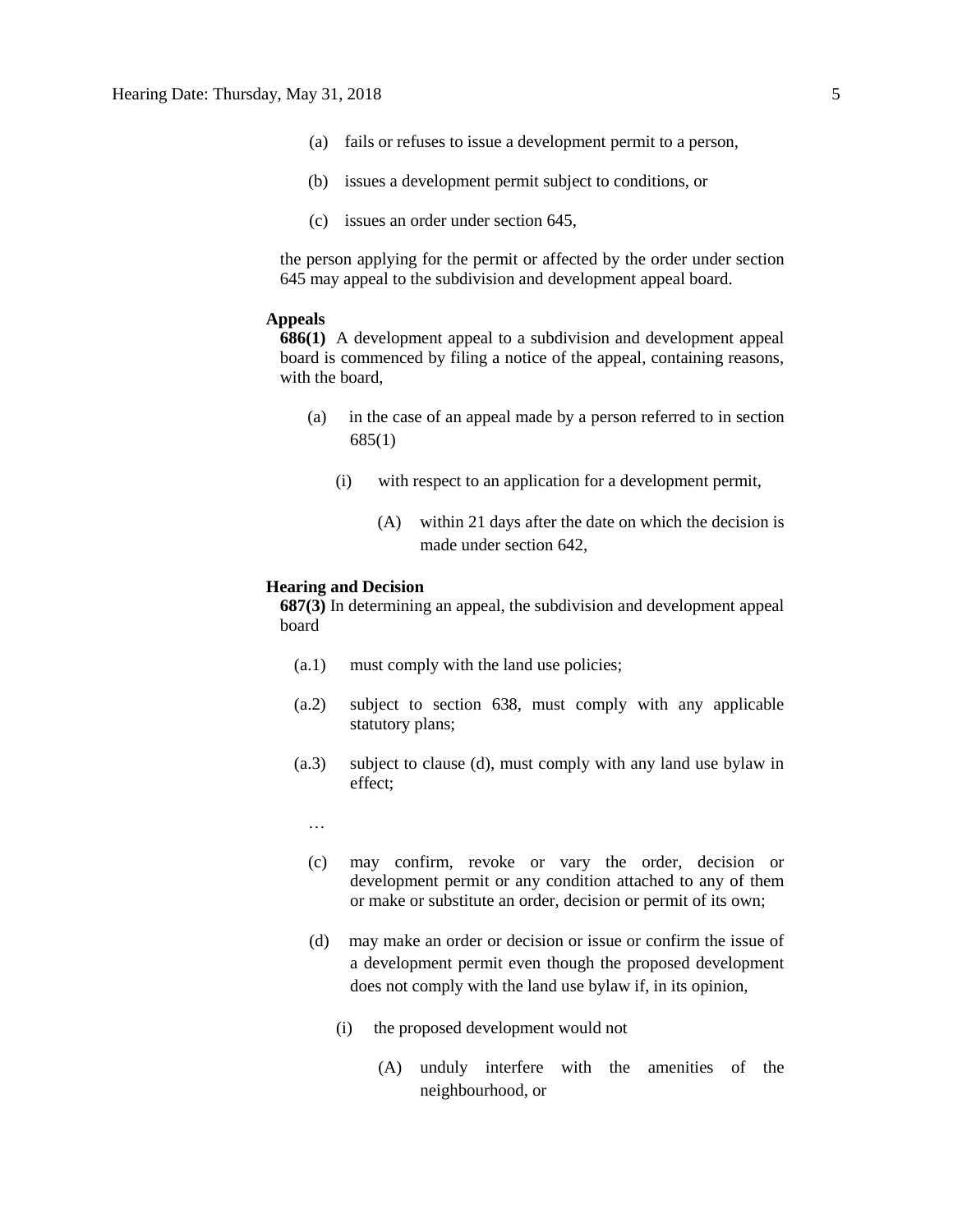(a) fails or refuses to issue a development permit to a person,

(b) issues a development permit subject to conditions, or

(c) issues an order under section 645,

the person applying for the permit or affected by the order under section 645 may appeal to the subdivision and development appeal board.

**Appeals**

**686(1)** A development appeal to a subdivision and development appeal board is commenced by filing a notice of the appeal, containing reasons, with the board,

(a) in the case of an appeal made by a person referred to in section 685(1)

(i) with respect to an application for a development permit,

(A) within 21 days after the date on which the decision is made under section 642,

**Hearing and Decision**

**687(3)** In determining an appeal, the subdivision and development appeal board

(a.1) must comply with the land use policies;

(a.2) subject to section 638, must comply with any applicable statutory plans;

(a.3) subject to clause (d), must comply with any land use bylaw in effect;

…

(c) may confirm, revoke or vary the order, decision or development permit or any condition attached to any of them or make or substitute an order, decision or permit of its own;

(d) may make an order or decision or issue or confirm the issue of a development permit even though the proposed development does not comply with the land use bylaw if, in its opinion,

(i) the proposed development would not

(A) unduly interfere with the amenities of the neighbourhood, or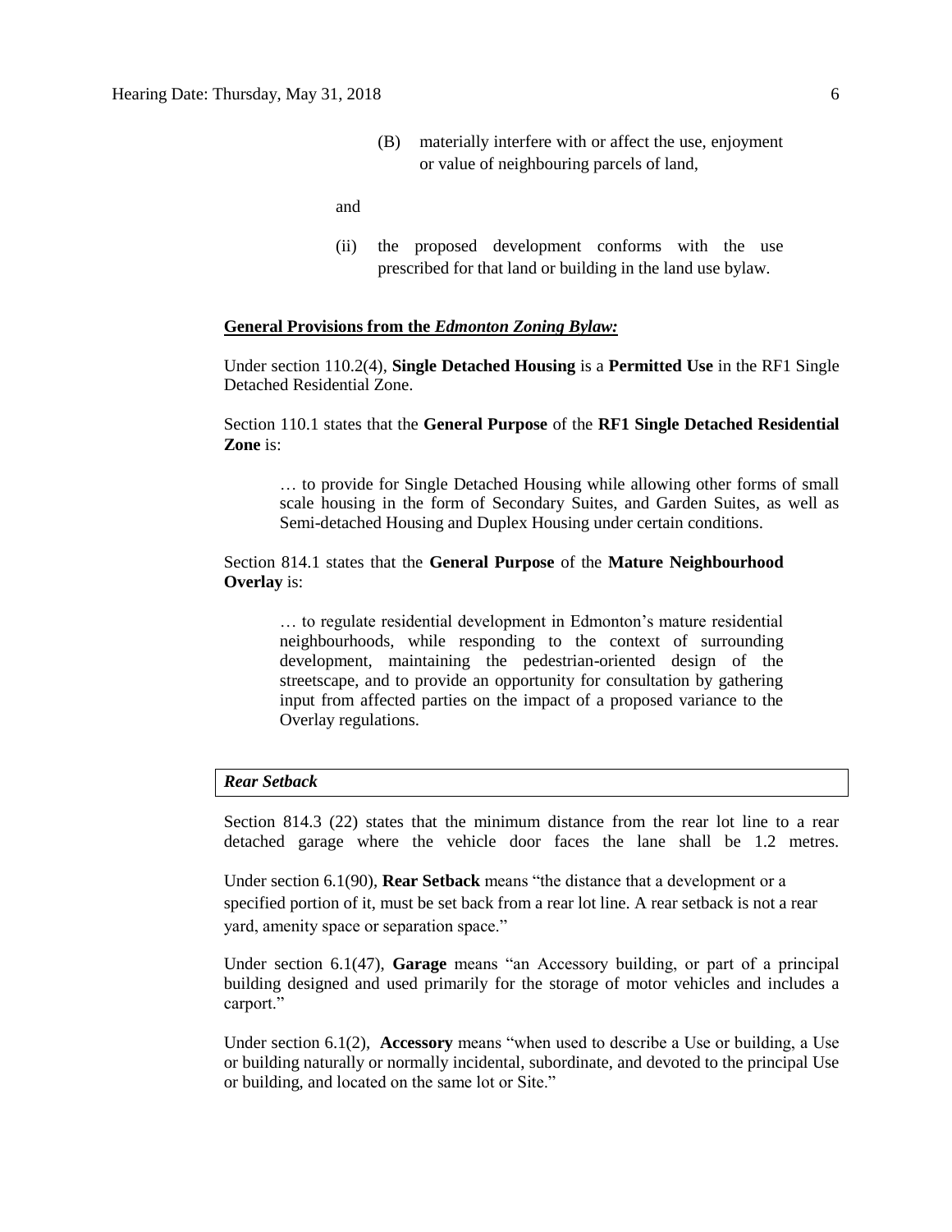(B) materially interfere with or affect the use, enjoyment or value of neighbouring parcels of land,

and

(ii) the proposed development conforms with the use prescribed for that land or building in the land use bylaw.

**General Provisions from the *Edmonton Zoning Bylaw:***

Under section 110.2(4), **Single Detached Housing** is a **Permitted Use** in the RF1 Single Detached Residential Zone.

Section 110.1 states that the **General Purpose** of the **RF1 Single Detached Residential Zone** is:

> … to provide for Single Detached Housing while allowing other forms of small scale housing in the form of Secondary Suites, and Garden Suites, as well as Semi-detached Housing and Duplex Housing under certain conditions.

Section 814.1 states that the **General Purpose** of the **Mature Neighbourhood Overlay** is:

> … to regulate residential development in Edmonton's mature residential neighbourhoods, while responding to the context of surrounding development, maintaining the pedestrian-oriented design of the streetscape, and to provide an opportunity for consultation by gathering input from affected parties on the impact of a proposed variance to the Overlay regulations.

***Rear Setback***

Section 814.3 (22) states that the minimum distance from the rear lot line to a rear detached garage where the vehicle door faces the lane shall be 1.2 metres.

Under section 6.1(90), **Rear Setback** means "the distance that a development or a specified portion of it, must be set back from a rear lot line. A rear setback is not a rear yard, amenity space or separation space."

Under section 6.1(47), **Garage** means "an Accessory building, or part of a principal building designed and used primarily for the storage of motor vehicles and includes a carport."

Under section 6.1(2), **Accessory** means "when used to describe a Use or building, a Use or building naturally or normally incidental, subordinate, and devoted to the principal Use or building, and located on the same lot or Site."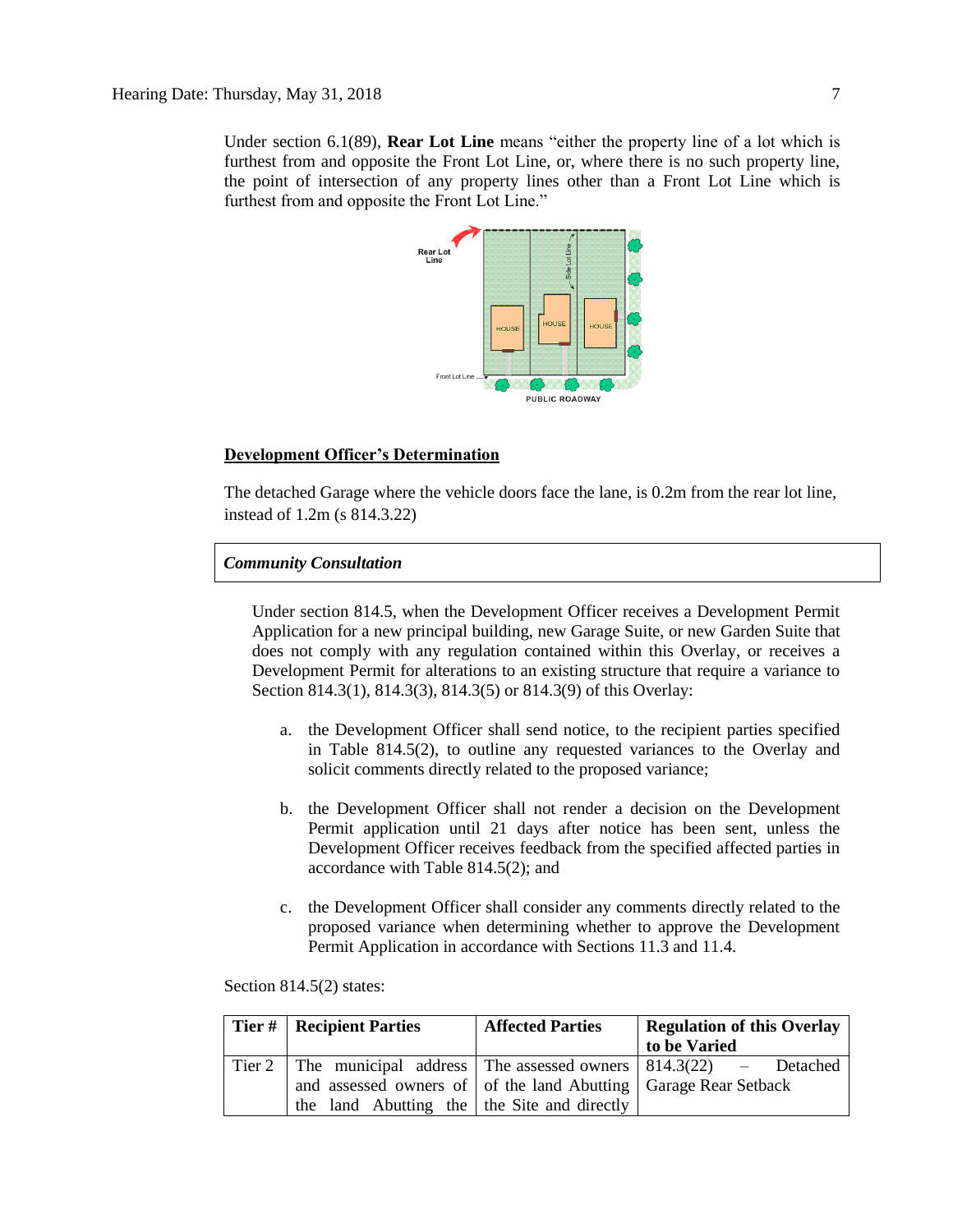Under section 6.1(89), **Rear Lot Line** means "either the property line of a lot which is furthest from and opposite the Front Lot Line, or, where there is no such property line, the point of intersection of any property lines other than a Front Lot Line which is furthest from and opposite the Front Lot Line."

**Development Officer's Determination**

The detached Garage where the vehicle doors face the lane, is 0.2m from the rear lot line, instead of 1.2m (s 814.3.22)

***Community Consultation***

Under section 814.5, when the Development Officer receives a Development Permit Application for a new principal building, new Garage Suite, or new Garden Suite that does not comply with any regulation contained within this Overlay, or receives a Development Permit for alterations to an existing structure that require a variance to Section 814.3(1), 814.3(3), 814.3(5) or 814.3(9) of this Overlay:

a. the Development Officer shall send notice, to the recipient parties specified in Table 814.5(2), to outline any requested variances to the Overlay and solicit comments directly related to the proposed variance;

b. the Development Officer shall not render a decision on the Development Permit application until 21 days after notice has been sent, unless the Development Officer receives feedback from the specified affected parties in accordance with Table 814.5(2); and

c. the Development Officer shall consider any comments directly related to the proposed variance when determining whether to approve the Development Permit Application in accordance with Sections 11.3 and 11.4.

Section 814.5(2) states:

| Tier # | Recipient Parties | Affected Parties | Regulation of this Overlay to be Varied |
|---|---|---|---|
| Tier 2 | The municipal address and assessed owners of the land Abutting the | The assessed owners of the land Abutting the Site and directly | 814.3(22) – Detached Garage Rear Setback |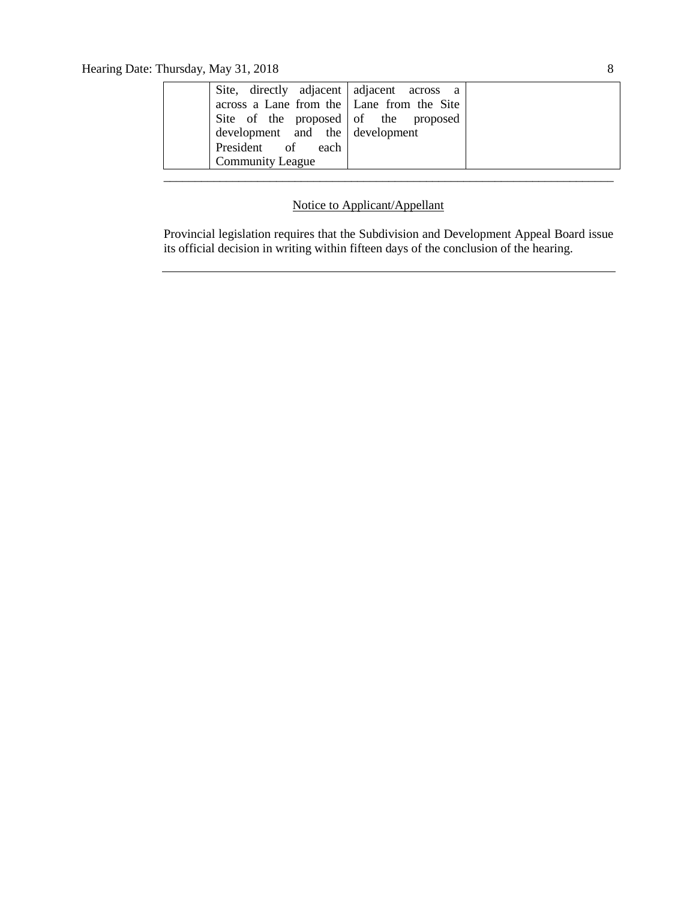|  | Site, directly adjacent across a Lane from the Site of the proposed development and the President of each Community League | adjacent across a Lane from the Site of the proposed development |  |
|---|---|---|---|

---

<u>Notice to Applicant/Appellant</u>

Provincial legislation requires that the Subdivision and Development Appeal Board issue its official decision in writing within fifteen days of the conclusion of the hearing.

---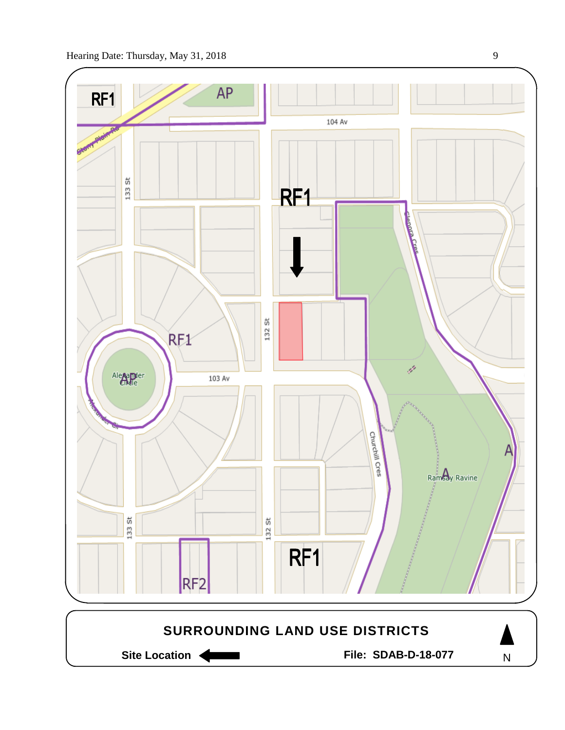RF1

AP

104 Av

Stony Plain Rd

133 St

RF1

Glenora Cres

RF1

132 St

Alexander Circle

AP

103 Av

Alexander Cir

Churchill Cres

A

Ramsay Ravine

A

133 St

132 St

RF1

RF2

**SURROUNDING LAND USE DISTRICTS**

**Site Location** ⬅

**File: SDAB-D-18-077**

N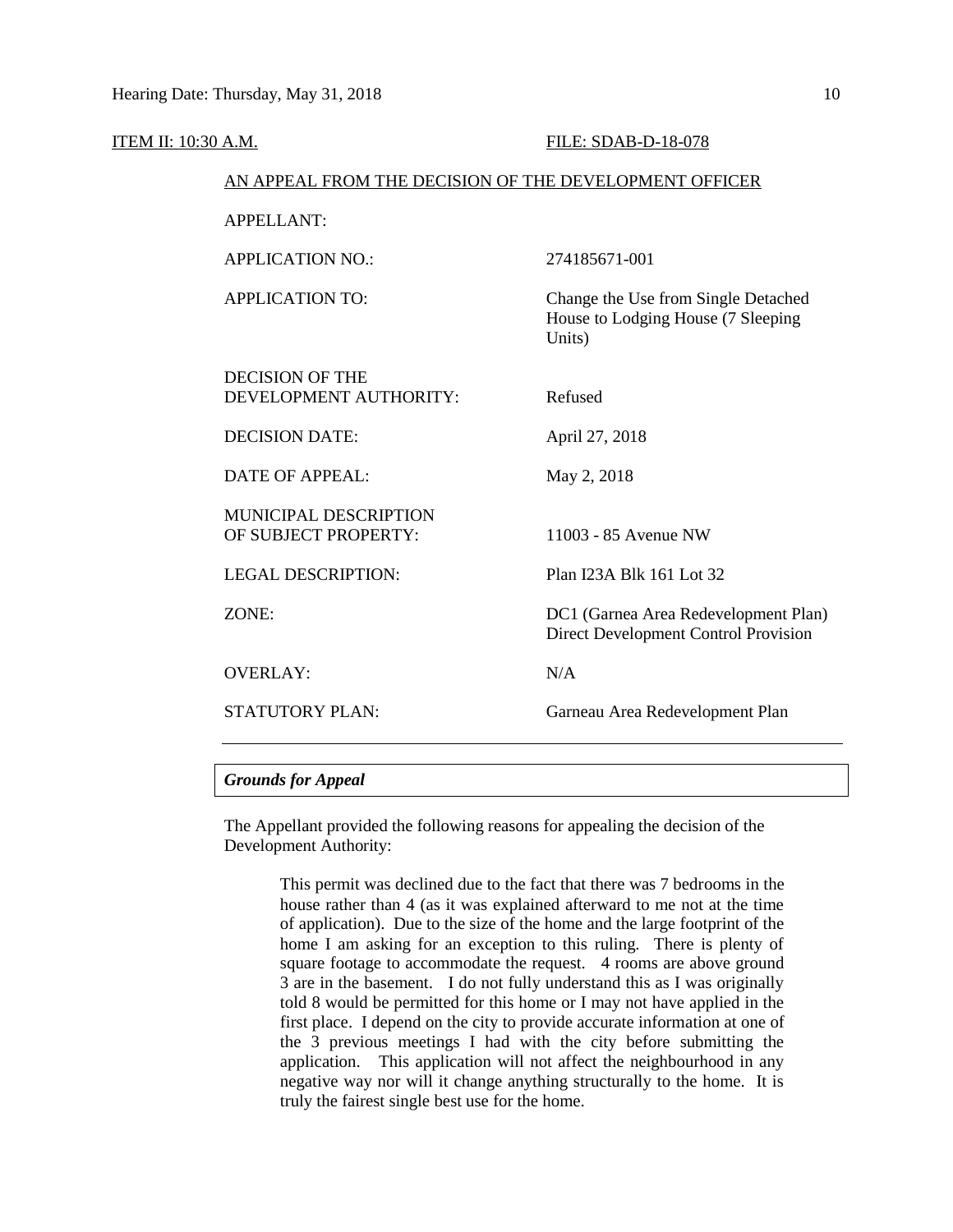ITEM II: 10:30 A.M. FILE: SDAB-D-18-078

AN APPEAL FROM THE DECISION OF THE DEVELOPMENT OFFICER

| | |
|---|---|
| APPELLANT: | |
| APPLICATION NO.: | 274185671-001 |
| APPLICATION TO: | Change the Use from Single Detached House to Lodging House (7 Sleeping Units) |
| DECISION OF THE DEVELOPMENT AUTHORITY: | Refused |
| DECISION DATE: | April 27, 2018 |
| DATE OF APPEAL: | May 2, 2018 |
| MUNICIPAL DESCRIPTION OF SUBJECT PROPERTY: | 11003 - 85 Avenue NW |
| LEGAL DESCRIPTION: | Plan I23A Blk 161 Lot 32 |
| ZONE: | DC1 (Garnea Area Redevelopment Plan) Direct Development Control Provision |
| OVERLAY: | N/A |
| STATUTORY PLAN: | Garneau Area Redevelopment Plan |

---

***Grounds for Appeal***

The Appellant provided the following reasons for appealing the decision of the Development Authority:

> This permit was declined due to the fact that there was 7 bedrooms in the house rather than 4 (as it was explained afterward to me not at the time of application). Due to the size of the home and the large footprint of the home I am asking for an exception to this ruling. There is plenty of square footage to accommodate the request. 4 rooms are above ground 3 are in the basement. I do not fully understand this as I was originally told 8 would be permitted for this home or I may not have applied in the first place. I depend on the city to provide accurate information at one of the 3 previous meetings I had with the city before submitting the application. This application will not affect the neighbourhood in any negative way nor will it change anything structurally to the home. It is truly the fairest single best use for the home.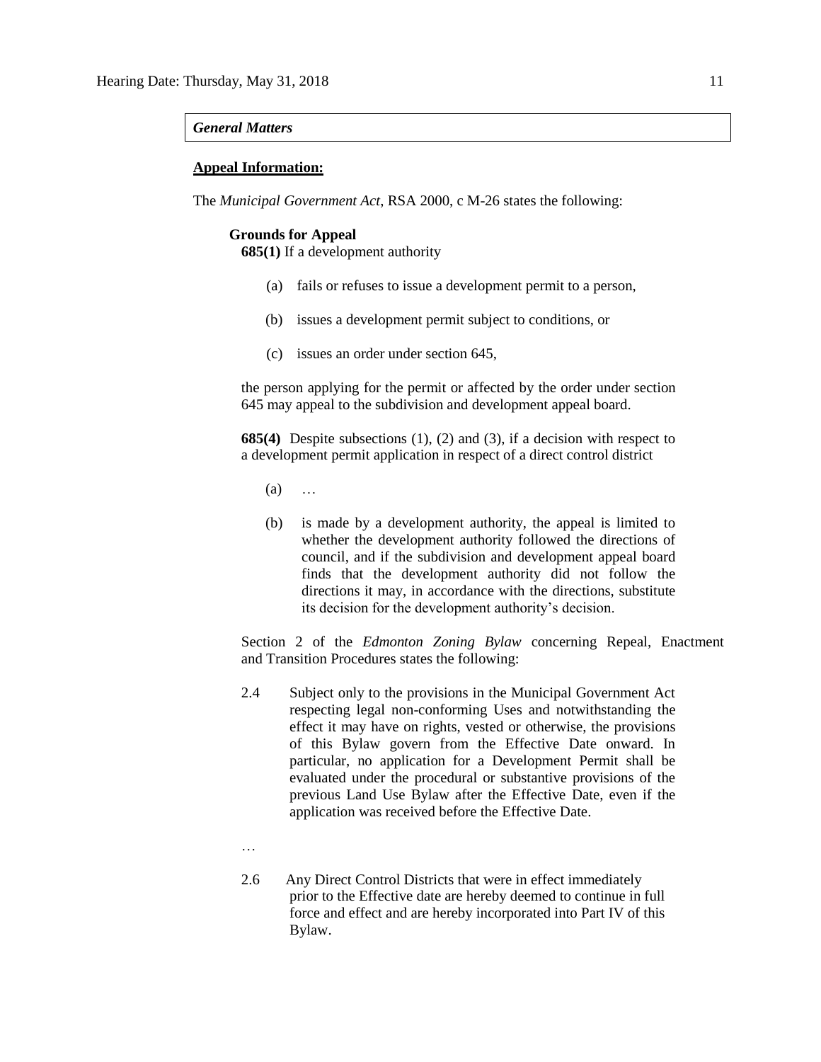***General Matters***

**Appeal Information:**

The *Municipal Government Act*, RSA 2000, c M-26 states the following:

**Grounds for Appeal**

**685(1)** If a development authority

(a) fails or refuses to issue a development permit to a person,

(b) issues a development permit subject to conditions, or

(c) issues an order under section 645,

the person applying for the permit or affected by the order under section 645 may appeal to the subdivision and development appeal board.

**685(4)** Despite subsections (1), (2) and (3), if a decision with respect to a development permit application in respect of a direct control district

(a) …

(b) is made by a development authority, the appeal is limited to whether the development authority followed the directions of council, and if the subdivision and development appeal board finds that the development authority did not follow the directions it may, in accordance with the directions, substitute its decision for the development authority's decision.

Section 2 of the *Edmonton Zoning Bylaw* concerning Repeal, Enactment and Transition Procedures states the following:

2.4 Subject only to the provisions in the Municipal Government Act respecting legal non-conforming Uses and notwithstanding the effect it may have on rights, vested or otherwise, the provisions of this Bylaw govern from the Effective Date onward. In particular, no application for a Development Permit shall be evaluated under the procedural or substantive provisions of the previous Land Use Bylaw after the Effective Date, even if the application was received before the Effective Date.

…

2.6 Any Direct Control Districts that were in effect immediately prior to the Effective date are hereby deemed to continue in full force and effect and are hereby incorporated into Part IV of this Bylaw.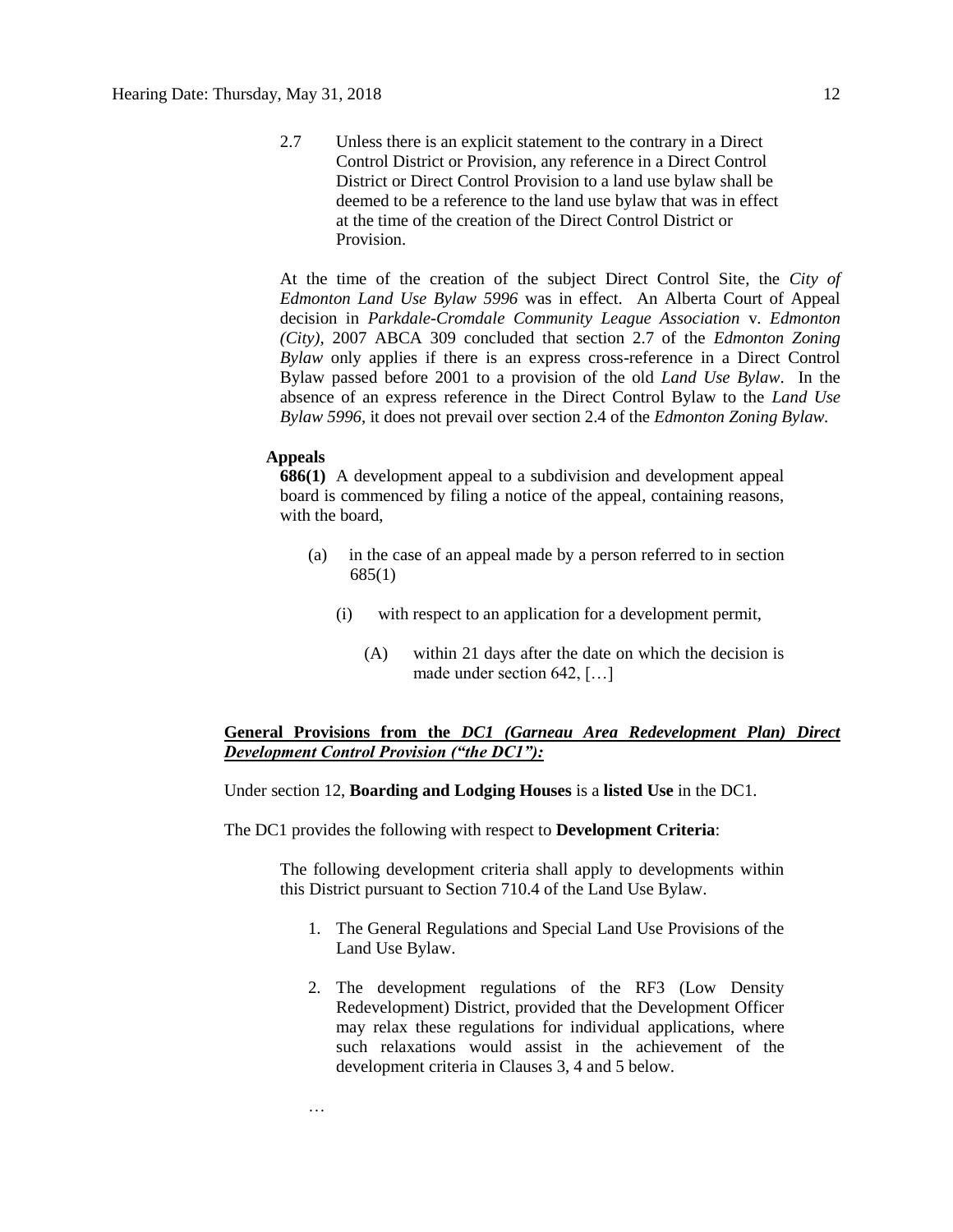> 2.7 Unless there is an explicit statement to the contrary in a Direct Control District or Provision, any reference in a Direct Control District or Direct Control Provision to a land use bylaw shall be deemed to be a reference to the land use bylaw that was in effect at the time of the creation of the Direct Control District or Provision.

At the time of the creation of the subject Direct Control Site, the *City of Edmonton Land Use Bylaw 5996* was in effect. An Alberta Court of Appeal decision in *Parkdale-Cromdale Community League Association* v. *Edmonton (City)*, 2007 ABCA 309 concluded that section 2.7 of the *Edmonton Zoning Bylaw* only applies if there is an express cross-reference in a Direct Control Bylaw passed before 2001 to a provision of the old *Land Use Bylaw*. In the absence of an express reference in the Direct Control Bylaw to the *Land Use Bylaw 5996*, it does not prevail over section 2.4 of the *Edmonton Zoning Bylaw.*

**Appeals**

**686(1)** A development appeal to a subdivision and development appeal board is commenced by filing a notice of the appeal, containing reasons, with the board,

> (a) in the case of an appeal made by a person referred to in section 685(1)
>
> > (i) with respect to an application for a development permit,
> >
> > > (A) within 21 days after the date on which the decision is made under section 642, […]

**General Provisions from the *DC1 (Garneau Area Redevelopment Plan) Direct Development Control Provision ("the DC1"):***

Under section 12, **Boarding and Lodging Houses** is a **listed Use** in the DC1.

The DC1 provides the following with respect to **Development Criteria**:

> The following development criteria shall apply to developments within this District pursuant to Section 710.4 of the Land Use Bylaw.
>
> 1. The General Regulations and Special Land Use Provisions of the Land Use Bylaw.
>
> 2. The development regulations of the RF3 (Low Density Redevelopment) District, provided that the Development Officer may relax these regulations for individual applications, where such relaxations would assist in the achievement of the development criteria in Clauses 3, 4 and 5 below.
>
> …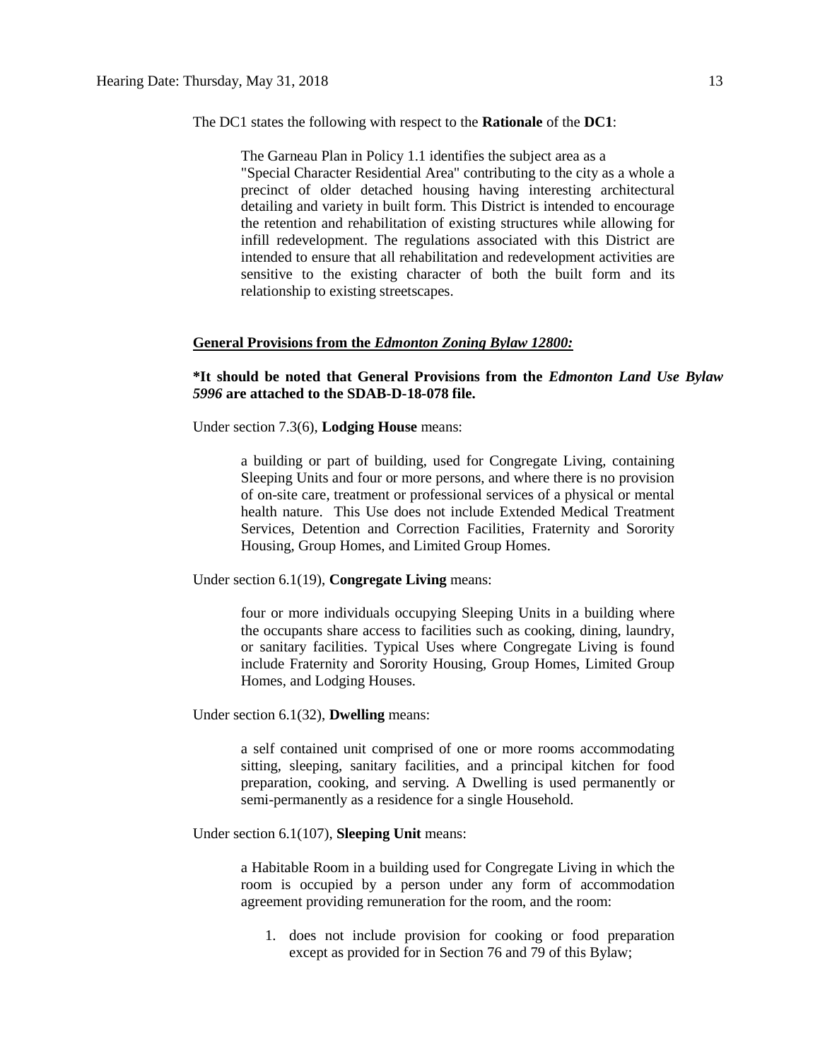The DC1 states the following with respect to the **Rationale** of the **DC1**:

> The Garneau Plan in Policy 1.1 identifies the subject area as a "Special Character Residential Area" contributing to the city as a whole a precinct of older detached housing having interesting architectural detailing and variety in built form. This District is intended to encourage the retention and rehabilitation of existing structures while allowing for infill redevelopment. The regulations associated with this District are intended to ensure that all rehabilitation and redevelopment activities are sensitive to the existing character of both the built form and its relationship to existing streetscapes.

**General Provisions from the *Edmonton Zoning Bylaw 12800:***

***It should be noted that General Provisions from the *Edmonton Land Use Bylaw 5996* are attached to the SDAB-D-18-078 file.**

Under section 7.3(6), **Lodging House** means:

> a building or part of building, used for Congregate Living, containing Sleeping Units and four or more persons, and where there is no provision of on-site care, treatment or professional services of a physical or mental health nature. This Use does not include Extended Medical Treatment Services, Detention and Correction Facilities, Fraternity and Sorority Housing, Group Homes, and Limited Group Homes.

Under section 6.1(19), **Congregate Living** means:

> four or more individuals occupying Sleeping Units in a building where the occupants share access to facilities such as cooking, dining, laundry, or sanitary facilities. Typical Uses where Congregate Living is found include Fraternity and Sorority Housing, Group Homes, Limited Group Homes, and Lodging Houses.

Under section 6.1(32), **Dwelling** means:

> a self contained unit comprised of one or more rooms accommodating sitting, sleeping, sanitary facilities, and a principal kitchen for food preparation, cooking, and serving. A Dwelling is used permanently or semi-permanently as a residence for a single Household.

Under section 6.1(107), **Sleeping Unit** means:

> a Habitable Room in a building used for Congregate Living in which the room is occupied by a person under any form of accommodation agreement providing remuneration for the room, and the room:
>
> 1. does not include provision for cooking or food preparation except as provided for in Section 76 and 79 of this Bylaw;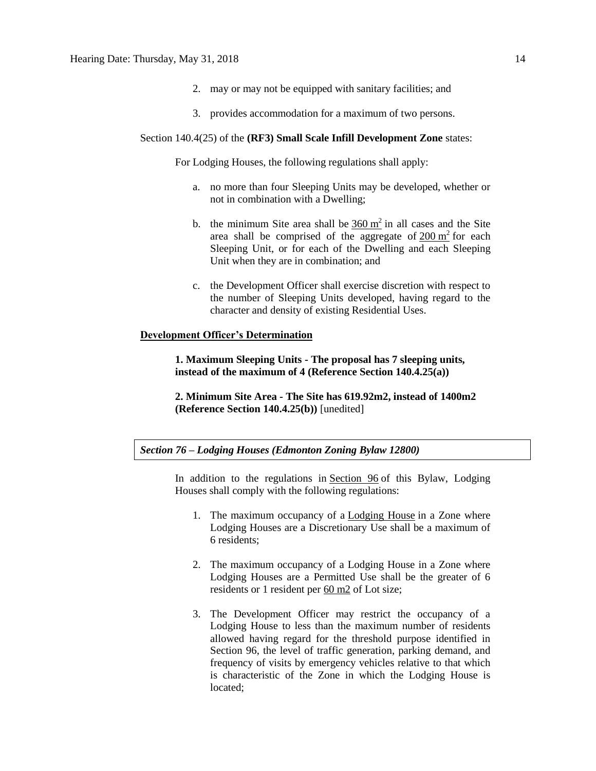2. may or may not be equipped with sanitary facilities; and

3. provides accommodation for a maximum of two persons.

Section 140.4(25) of the **(RF3) Small Scale Infill Development Zone** states:

For Lodging Houses, the following regulations shall apply:

a. no more than four Sleeping Units may be developed, whether or not in combination with a Dwelling;

b. the minimum Site area shall be $360 m^2$ in all cases and the Site area shall be comprised of the aggregate of $200 m^2$ for each Sleeping Unit, or for each of the Dwelling and each Sleeping Unit when they are in combination; and

c. the Development Officer shall exercise discretion with respect to the number of Sleeping Units developed, having regard to the character and density of existing Residential Uses.

**Development Officer's Determination**

**1. Maximum Sleeping Units - The proposal has 7 sleeping units, instead of the maximum of 4 (Reference Section 140.4.25(a))**

**2. Minimum Site Area - The Site has 619.92m2, instead of 1400m2 (Reference Section 140.4.25(b))** [unedited]

***Section 76 – Lodging Houses (Edmonton Zoning Bylaw 12800)***

In addition to the regulations in Section 96 of this Bylaw, Lodging Houses shall comply with the following regulations:

1. The maximum occupancy of a Lodging House in a Zone where Lodging Houses are a Discretionary Use shall be a maximum of 6 residents;

2. The maximum occupancy of a Lodging House in a Zone where Lodging Houses are a Permitted Use shall be the greater of 6 residents or 1 resident per 60 m2 of Lot size;

3. The Development Officer may restrict the occupancy of a Lodging House to less than the maximum number of residents allowed having regard for the threshold purpose identified in Section 96, the level of traffic generation, parking demand, and frequency of visits by emergency vehicles relative to that which is characteristic of the Zone in which the Lodging House is located;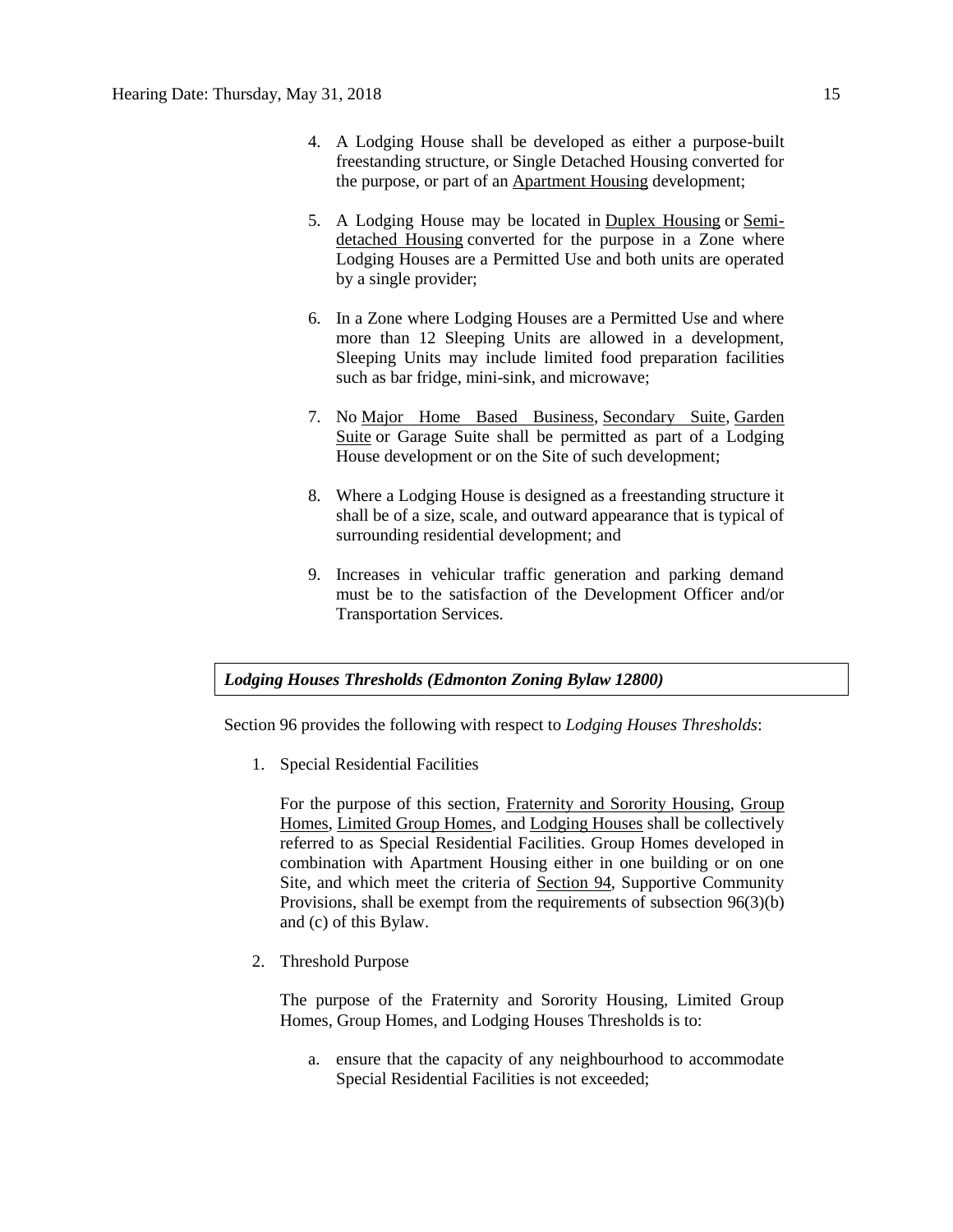4. A Lodging House shall be developed as either a purpose-built freestanding structure, or Single Detached Housing converted for the purpose, or part of an Apartment Housing development;

5. A Lodging House may be located in Duplex Housing or Semi-detached Housing converted for the purpose in a Zone where Lodging Houses are a Permitted Use and both units are operated by a single provider;

6. In a Zone where Lodging Houses are a Permitted Use and where more than 12 Sleeping Units are allowed in a development, Sleeping Units may include limited food preparation facilities such as bar fridge, mini-sink, and microwave;

7. No Major Home Based Business, Secondary Suite, Garden Suite or Garage Suite shall be permitted as part of a Lodging House development or on the Site of such development;

8. Where a Lodging House is designed as a freestanding structure it shall be of a size, scale, and outward appearance that is typical of surrounding residential development; and

9. Increases in vehicular traffic generation and parking demand must be to the satisfaction of the Development Officer and/or Transportation Services.

***Lodging Houses Thresholds (Edmonton Zoning Bylaw 12800)***

Section 96 provides the following with respect to *Lodging Houses Thresholds*:

1. Special Residential Facilities

   For the purpose of this section, Fraternity and Sorority Housing, Group Homes, Limited Group Homes, and Lodging Houses shall be collectively referred to as Special Residential Facilities. Group Homes developed in combination with Apartment Housing either in one building or on one Site, and which meet the criteria of Section 94, Supportive Community Provisions, shall be exempt from the requirements of subsection 96(3)(b) and (c) of this Bylaw.

2. Threshold Purpose

   The purpose of the Fraternity and Sorority Housing, Limited Group Homes, Group Homes, and Lodging Houses Thresholds is to:

   a. ensure that the capacity of any neighbourhood to accommodate Special Residential Facilities is not exceeded;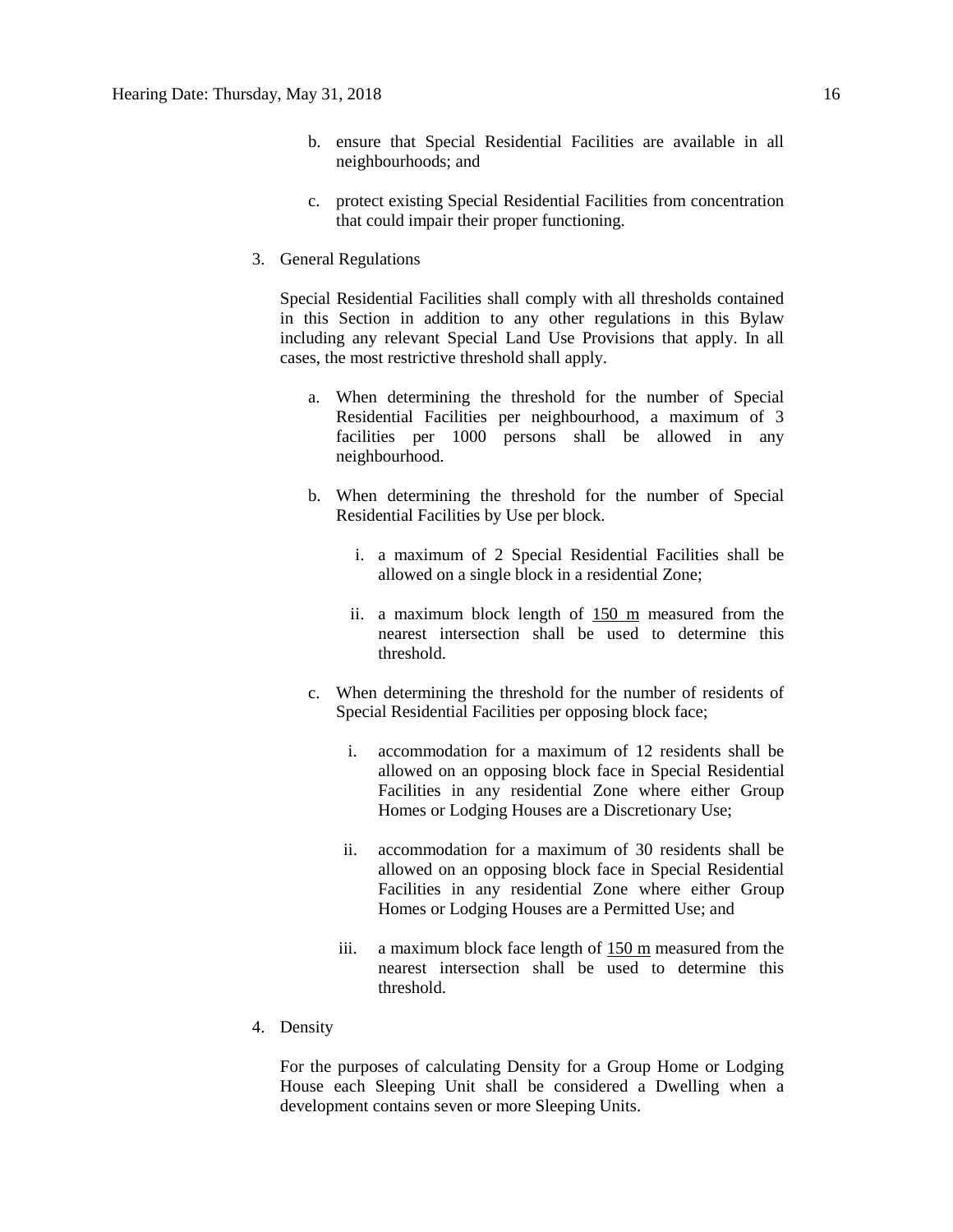b. ensure that Special Residential Facilities are available in all neighbourhoods; and

c. protect existing Special Residential Facilities from concentration that could impair their proper functioning.

3. General Regulations

   Special Residential Facilities shall comply with all thresholds contained in this Section in addition to any other regulations in this Bylaw including any relevant Special Land Use Provisions that apply. In all cases, the most restrictive threshold shall apply.

   a. When determining the threshold for the number of Special Residential Facilities per neighbourhood, a maximum of 3 facilities per 1000 persons shall be allowed in any neighbourhood.

   b. When determining the threshold for the number of Special Residential Facilities by Use per block.

      i. a maximum of 2 Special Residential Facilities shall be allowed on a single block in a residential Zone;

      ii. a maximum block length of 150 m measured from the nearest intersection shall be used to determine this threshold.

   c. When determining the threshold for the number of residents of Special Residential Facilities per opposing block face;

      i. accommodation for a maximum of 12 residents shall be allowed on an opposing block face in Special Residential Facilities in any residential Zone where either Group Homes or Lodging Houses are a Discretionary Use;

      ii. accommodation for a maximum of 30 residents shall be allowed on an opposing block face in Special Residential Facilities in any residential Zone where either Group Homes or Lodging Houses are a Permitted Use; and

      iii. a maximum block face length of 150 m measured from the nearest intersection shall be used to determine this threshold.

4. Density

   For the purposes of calculating Density for a Group Home or Lodging House each Sleeping Unit shall be considered a Dwelling when a development contains seven or more Sleeping Units.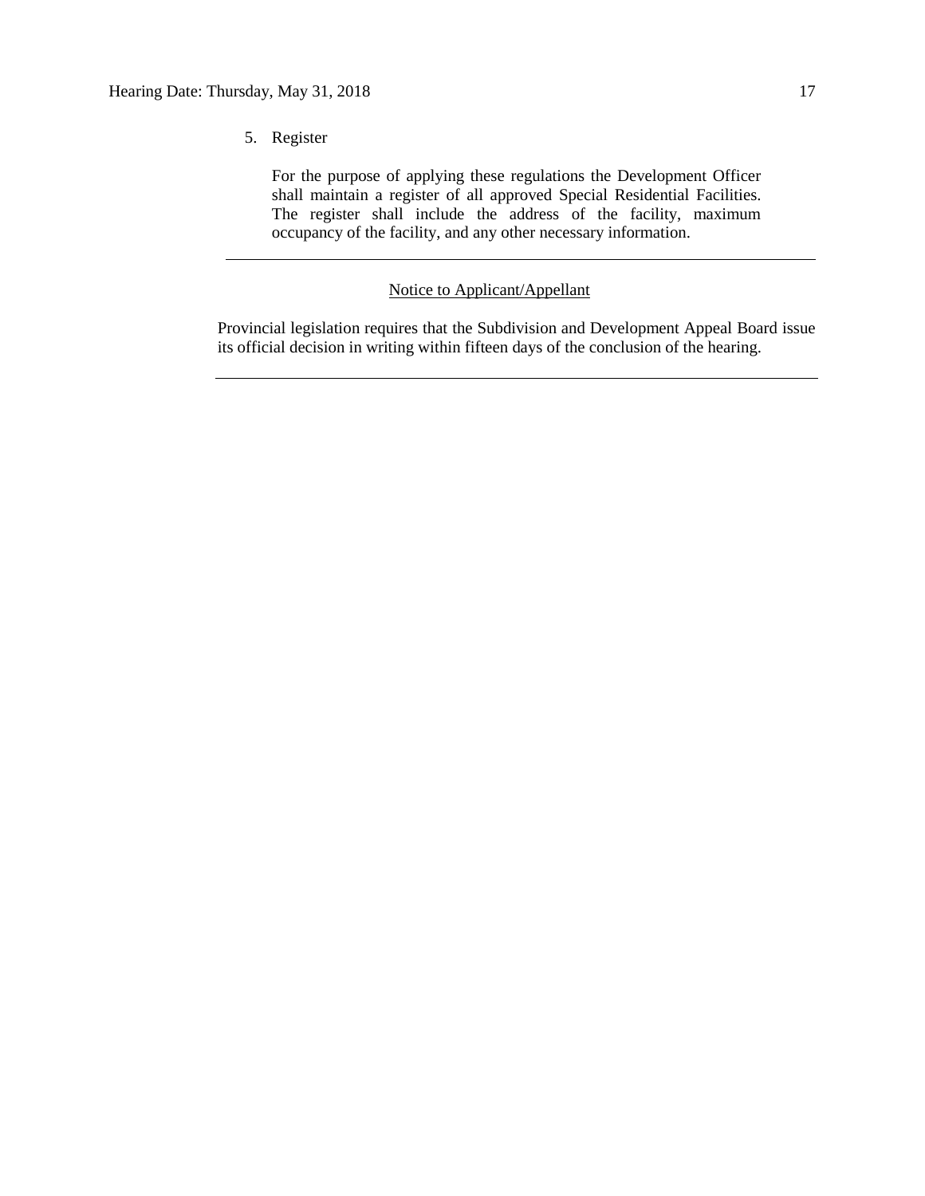5. Register

   For the purpose of applying these regulations the Development Officer shall maintain a register of all approved Special Residential Facilities. The register shall include the address of the facility, maximum occupancy of the facility, and any other necessary information.

---

Notice to Applicant/Appellant

Provincial legislation requires that the Subdivision and Development Appeal Board issue its official decision in writing within fifteen days of the conclusion of the hearing.

---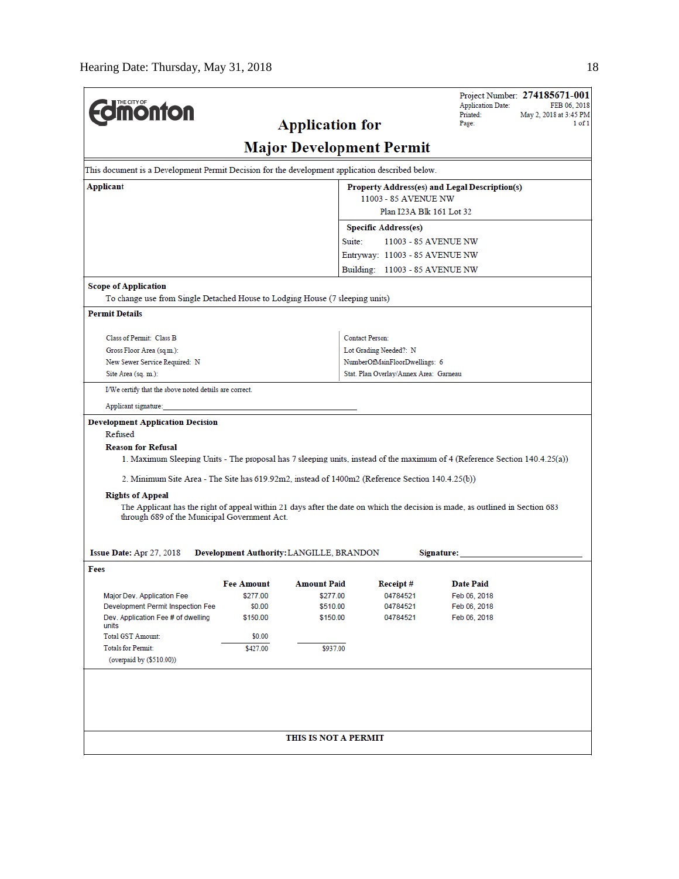Hearing Date: Thursday, May 31, 2018

**Edmonton** (THE CITY OF)

Project Number: **274185671-001**
Application Date: FEB 06, 2018
Printed: May 2, 2018 at 3:45 PM
Page: 1 of 1

# Application for Major Development Permit

This document is a Development Permit Decision for the development application described below.

**Applicant**

**Property Address(es) and Legal Description(s)**
11003 - 85 AVENUE NW
Plan I23A Blk 161 Lot 32

**Specific Address(es)**
Suite: 11003 - 85 AVENUE NW
Entryway: 11003 - 85 AVENUE NW
Building: 11003 - 85 AVENUE NW

**Scope of Application**

To change use from Single Detached House to Lodging House (7 sleeping units)

**Permit Details**

Class of Permit: Class B
Gross Floor Area (sq.m.):
New Sewer Service Required: N
Site Area (sq. m.):

Contact Person:
Lot Grading Needed?: N
NumberOfMainFloorDwellings: 6
Stat. Plan Overlay/Annex Area: Garneau

I/We certify that the above noted details are correct.

Applicant signature:

**Development Application Decision**

Refused

**Reason for Refusal**

1. Maximum Sleeping Units - The proposal has 7 sleeping units, instead of the maximum of 4 (Reference Section 140.4.25(a))
2. Minimum Site Area - The Site has 619.92m2, instead of 1400m2 (Reference Section 140.4.25(b))

**Rights of Appeal**

The Applicant has the right of appeal within 21 days after the date on which the decision is made, as outlined in Section 683 through 689 of the Municipal Government Act.

**Issue Date:** Apr 27, 2018 **Development Authority:** LANGILLE, BRANDON **Signature:**

**Fees**

| | Fee Amount | Amount Paid | Receipt # | Date Paid |
|---|---|---|---|---|
| Major Dev. Application Fee | $277.00 | $277.00 | 04784521 | Feb 06, 2018 |
| Development Permit Inspection Fee | $0.00 | $510.00 | 04784521 | Feb 06, 2018 |
| Dev. Application Fee # of dwelling units | $150.00 | $150.00 | 04784521 | Feb 06, 2018 |
| Total GST Amount: | $0.00 | | | |
| Totals for Permit: | $427.00 | $937.00 | | |
| (overpaid by ($510.00)) | | | | |

**THIS IS NOT A PERMIT**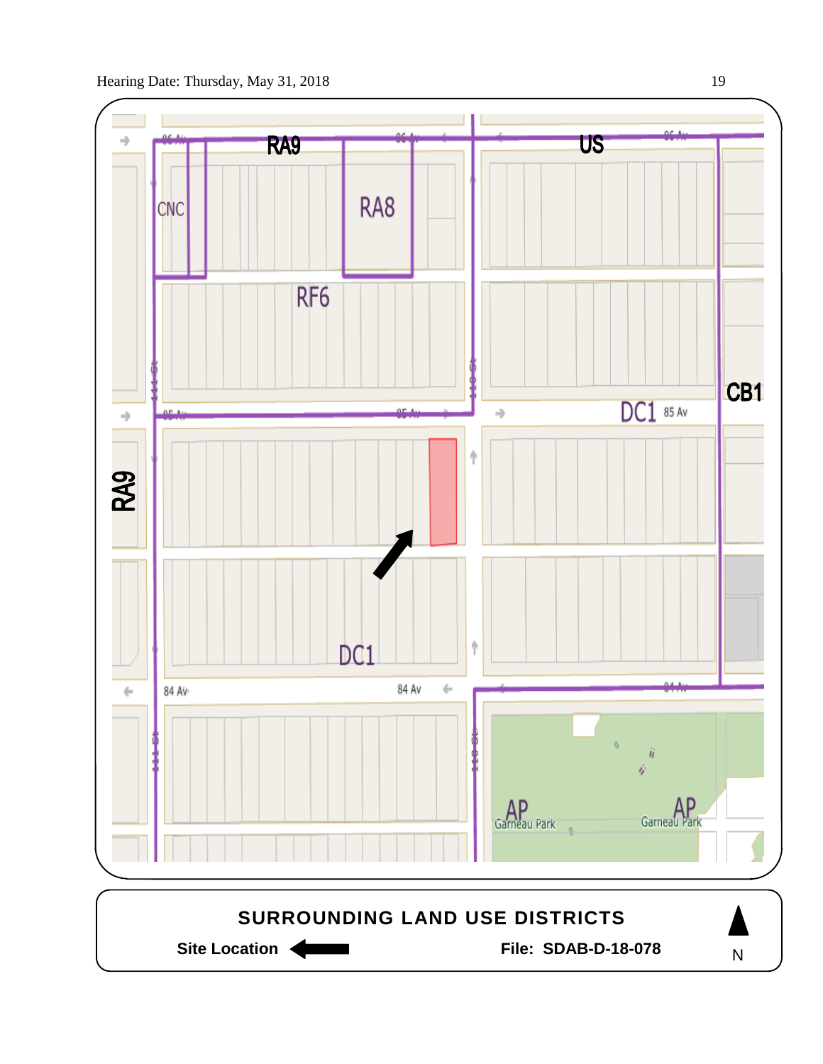RA9

US

CNC

RA8

RF6

CB1

DC1

RA9

DC1

AP

AP

Garneau Park

Garneau Park

85 Av

84 Av

84 Av

**SURROUNDING LAND USE DISTRICTS**

**Site Location** ←

**File: SDAB-D-18-078**

N